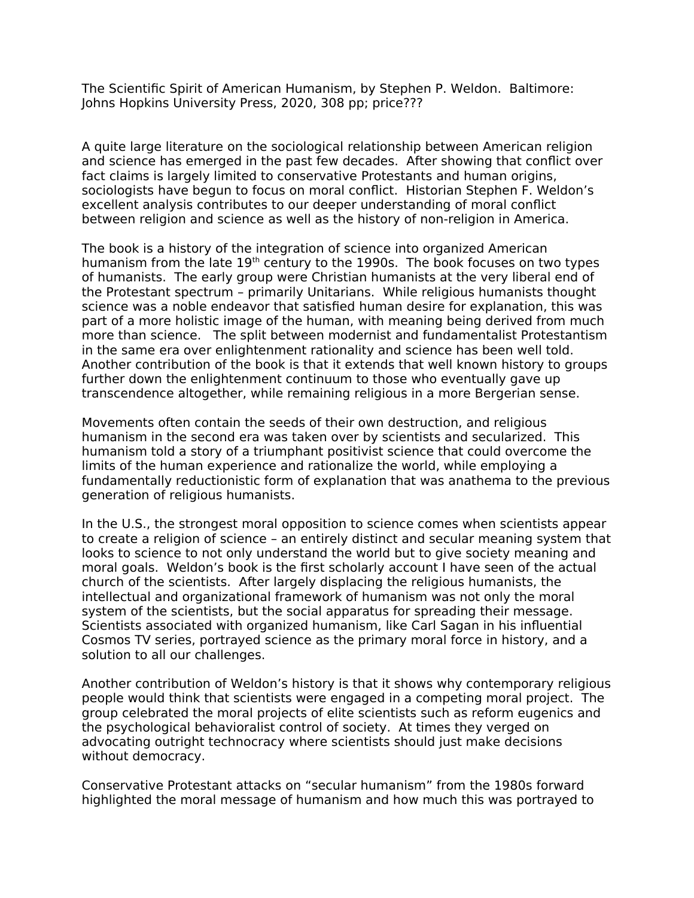The Scientific Spirit of American Humanism, by Stephen P. Weldon. Baltimore: Johns Hopkins University Press, 2020, 308 pp; price???

A quite large literature on the sociological relationship between American religion and science has emerged in the past few decades. After showing that conflict over fact claims is largely limited to conservative Protestants and human origins, sociologists have begun to focus on moral conflict. Historian Stephen F. Weldon's excellent analysis contributes to our deeper understanding of moral conflict between religion and science as well as the history of non-religion in America.

The book is a history of the integration of science into organized American humanism from the late 19th century to the 1990s. The book focuses on two types of humanists. The early group were Christian humanists at the very liberal end of the Protestant spectrum – primarily Unitarians. While religious humanists thought science was a noble endeavor that satisfied human desire for explanation, this was part of a more holistic image of the human, with meaning being derived from much more than science. The split between modernist and fundamentalist Protestantism in the same era over enlightenment rationality and science has been well told. Another contribution of the book is that it extends that well known history to groups further down the enlightenment continuum to those who eventually gave up transcendence altogether, while remaining religious in a more Bergerian sense.

Movements often contain the seeds of their own destruction, and religious humanism in the second era was taken over by scientists and secularized. This humanism told a story of a triumphant positivist science that could overcome the limits of the human experience and rationalize the world, while employing a fundamentally reductionistic form of explanation that was anathema to the previous generation of religious humanists.

In the U.S., the strongest moral opposition to science comes when scientists appear to create a religion of science – an entirely distinct and secular meaning system that looks to science to not only understand the world but to give society meaning and moral goals. Weldon's book is the first scholarly account I have seen of the actual church of the scientists. After largely displacing the religious humanists, the intellectual and organizational framework of humanism was not only the moral system of the scientists, but the social apparatus for spreading their message. Scientists associated with organized humanism, like Carl Sagan in his influential Cosmos TV series, portrayed science as the primary moral force in history, and a solution to all our challenges.

Another contribution of Weldon's history is that it shows why contemporary religious people would think that scientists were engaged in a competing moral project. The group celebrated the moral projects of elite scientists such as reform eugenics and the psychological behavioralist control of society. At times they verged on advocating outright technocracy where scientists should just make decisions without democracy.

Conservative Protestant attacks on "secular humanism" from the 1980s forward highlighted the moral message of humanism and how much this was portrayed to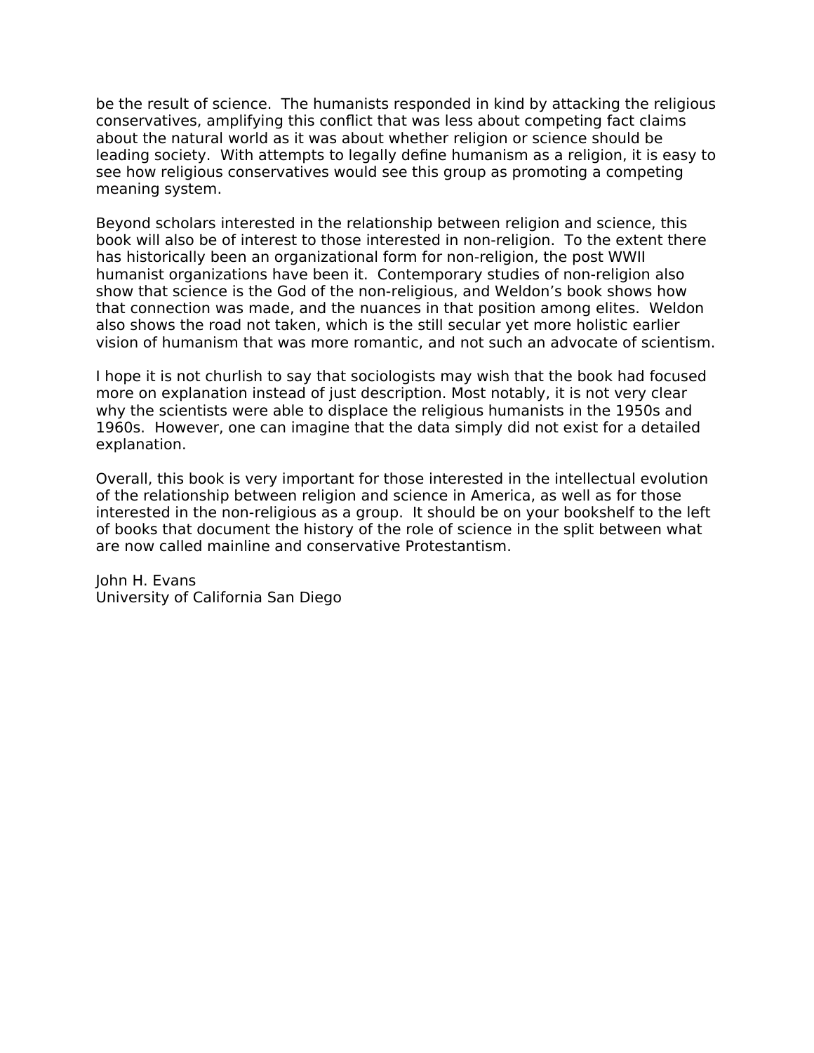be the result of science. The humanists responded in kind by attacking the religious conservatives, amplifying this conflict that was less about competing fact claims about the natural world as it was about whether religion or science should be leading society. With attempts to legally define humanism as a religion, it is easy to see how religious conservatives would see this group as promoting a competing meaning system.

Beyond scholars interested in the relationship between religion and science, this book will also be of interest to those interested in non-religion. To the extent there has historically been an organizational form for non-religion, the post WWII humanist organizations have been it. Contemporary studies of non-religion also show that science is the God of the non-religious, and Weldon's book shows how that connection was made, and the nuances in that position among elites. Weldon also shows the road not taken, which is the still secular yet more holistic earlier vision of humanism that was more romantic, and not such an advocate of scientism.

I hope it is not churlish to say that sociologists may wish that the book had focused more on explanation instead of just description. Most notably, it is not very clear why the scientists were able to displace the religious humanists in the 1950s and 1960s. However, one can imagine that the data simply did not exist for a detailed explanation.

Overall, this book is very important for those interested in the intellectual evolution of the relationship between religion and science in America, as well as for those interested in the non-religious as a group. It should be on your bookshelf to the left of books that document the history of the role of science in the split between what are now called mainline and conservative Protestantism.

John H. Evans
University of California San Diego